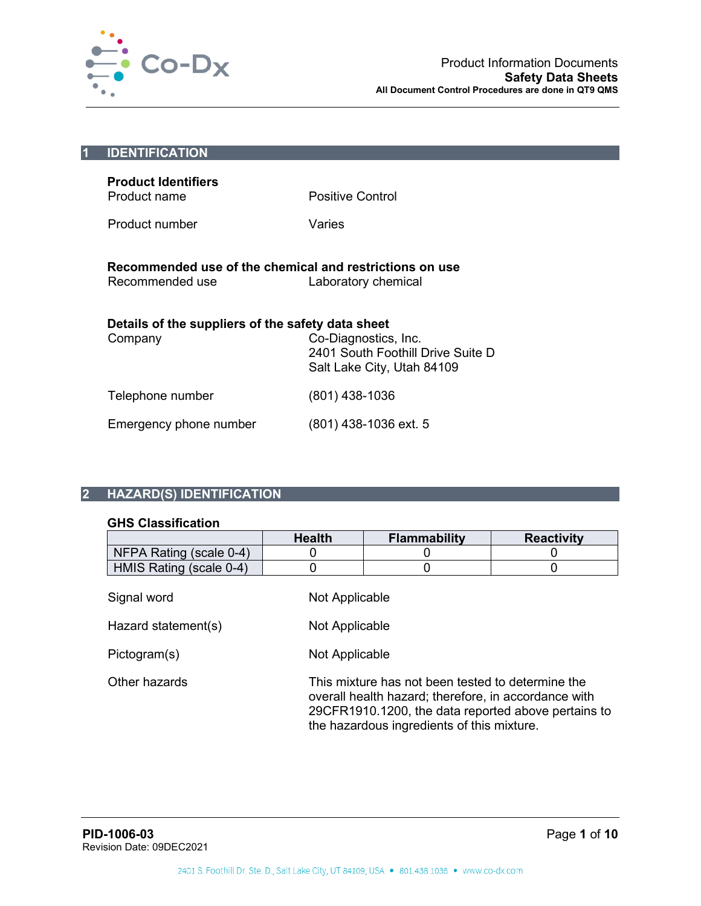## 1 IDENTIFICATION

**Product Identifiers**

| | |
|---|---|
| Product name | Positive Control |
| Product number | Varies |

**Recommended use of the chemical and restrictions on use**

| | |
|---|---|
| Recommended use | Laboratory chemical |

**Details of the suppliers of the safety data sheet**

| | |
|---|---|
| Company | Co-Diagnostics, Inc.<br>2401 South Foothill Drive Suite D<br>Salt Lake City, Utah 84109 |
| Telephone number | (801) 438-1036 |
| Emergency phone number | (801) 438-1036 ext. 5 |

## 2 HAZARD(S) IDENTIFICATION

**GHS Classification**

| | Health | Flammability | Reactivity |
|---|---|---|---|
| NFPA Rating (scale 0-4) | 0 | 0 | 0 |
| HMIS Rating (scale 0-4) | 0 | 0 | 0 |

| | |
|---|---|
| Signal word | Not Applicable |
| Hazard statement(s) | Not Applicable |
| Pictogram(s) | Not Applicable |
| Other hazards | This mixture has not been tested to determine the overall health hazard; therefore, in accordance with 29CFR1910.1200, the data reported above pertains to the hazardous ingredients of this mixture. |

**PID-1006-03**
Revision Date: 09DEC2021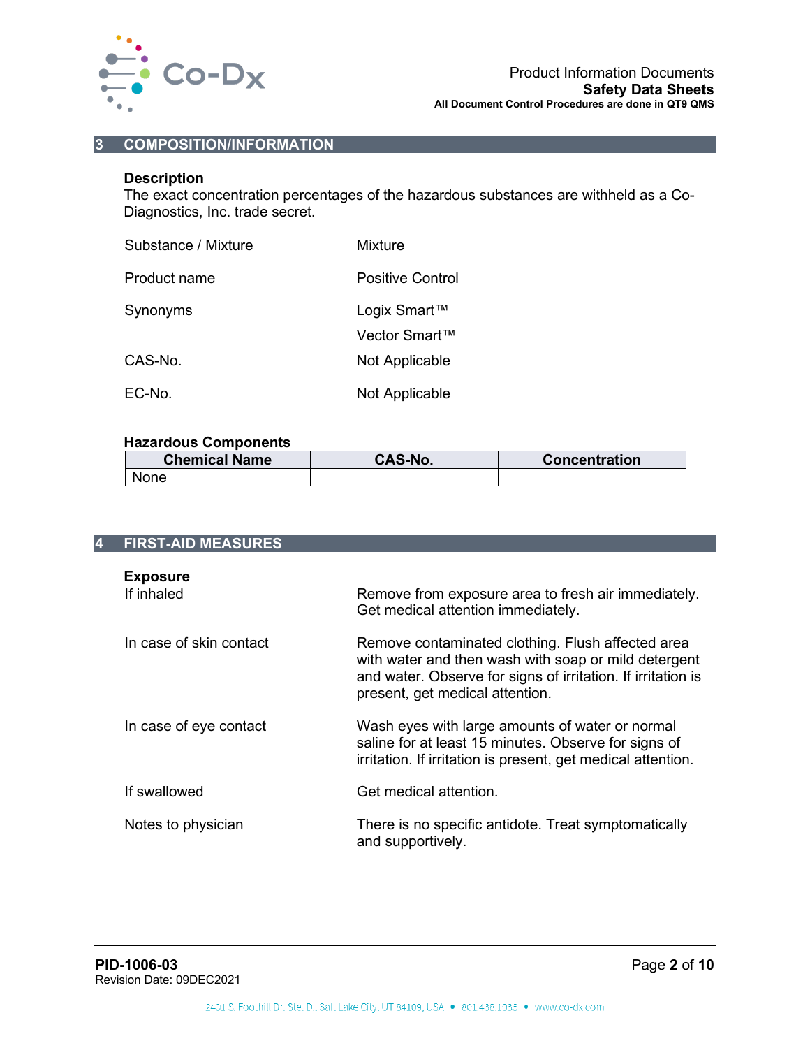## 3 COMPOSITION/INFORMATION

**Description**
The exact concentration percentages of the hazardous substances are withheld as a Co-Diagnostics, Inc. trade secret.

| | |
|---|---|
| Substance / Mixture | Mixture |
| Product name | Positive Control |
| Synonyms | Logix Smart™<br>Vector Smart™ |
| CAS-No. | Not Applicable |
| EC-No. | Not Applicable |

**Hazardous Components**

| Chemical Name | CAS-No. | Concentration |
|---|---|---|
| None | | |

## 4 FIRST-AID MEASURES

**Exposure**

| | |
|---|---|
| If inhaled | Remove from exposure area to fresh air immediately. Get medical attention immediately. |
| In case of skin contact | Remove contaminated clothing. Flush affected area with water and then wash with soap or mild detergent and water. Observe for signs of irritation. If irritation is present, get medical attention. |
| In case of eye contact | Wash eyes with large amounts of water or normal saline for at least 15 minutes. Observe for signs of irritation. If irritation is present, get medical attention. |
| If swallowed | Get medical attention. |
| Notes to physician | There is no specific antidote. Treat symptomatically and supportively. |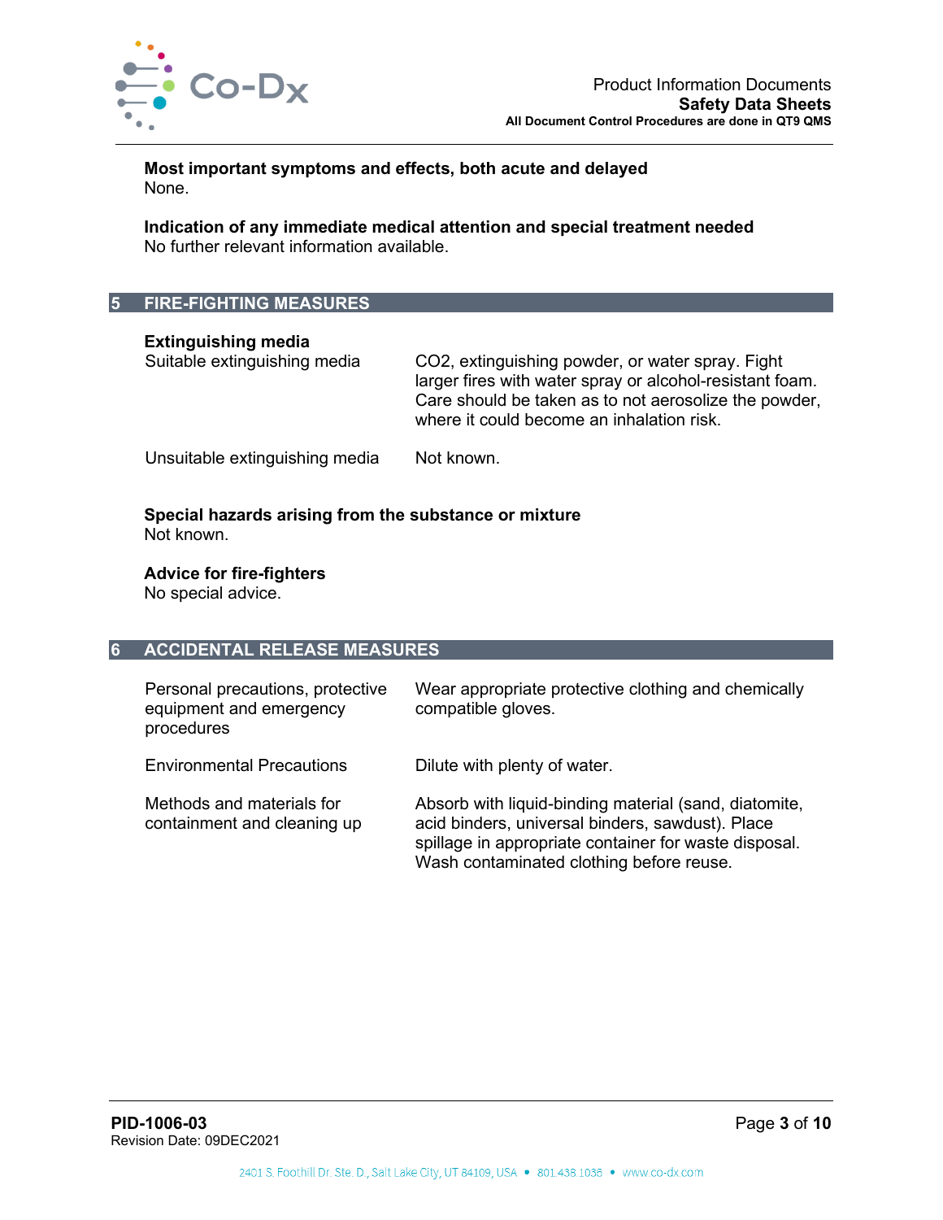**Most important symptoms and effects, both acute and delayed**
None.

**Indication of any immediate medical attention and special treatment needed**
No further relevant information available.

## 5 FIRE-FIGHTING MEASURES

**Extinguishing media**

| | |
|---|---|
| Suitable extinguishing media | $CO_2$, extinguishing powder, or water spray. Fight larger fires with water spray or alcohol-resistant foam. Care should be taken as to not aerosolize the powder, where it could become an inhalation risk. |
| Unsuitable extinguishing media | Not known. |

**Special hazards arising from the substance or mixture**
Not known.

**Advice for fire-fighters**
No special advice.

## 6 ACCIDENTAL RELEASE MEASURES

| | |
|---|---|
| Personal precautions, protective equipment and emergency procedures | Wear appropriate protective clothing and chemically compatible gloves. |
| Environmental Precautions | Dilute with plenty of water. |
| Methods and materials for containment and cleaning up | Absorb with liquid-binding material (sand, diatomite, acid binders, universal binders, sawdust). Place spillage in appropriate container for waste disposal. Wash contaminated clothing before reuse. |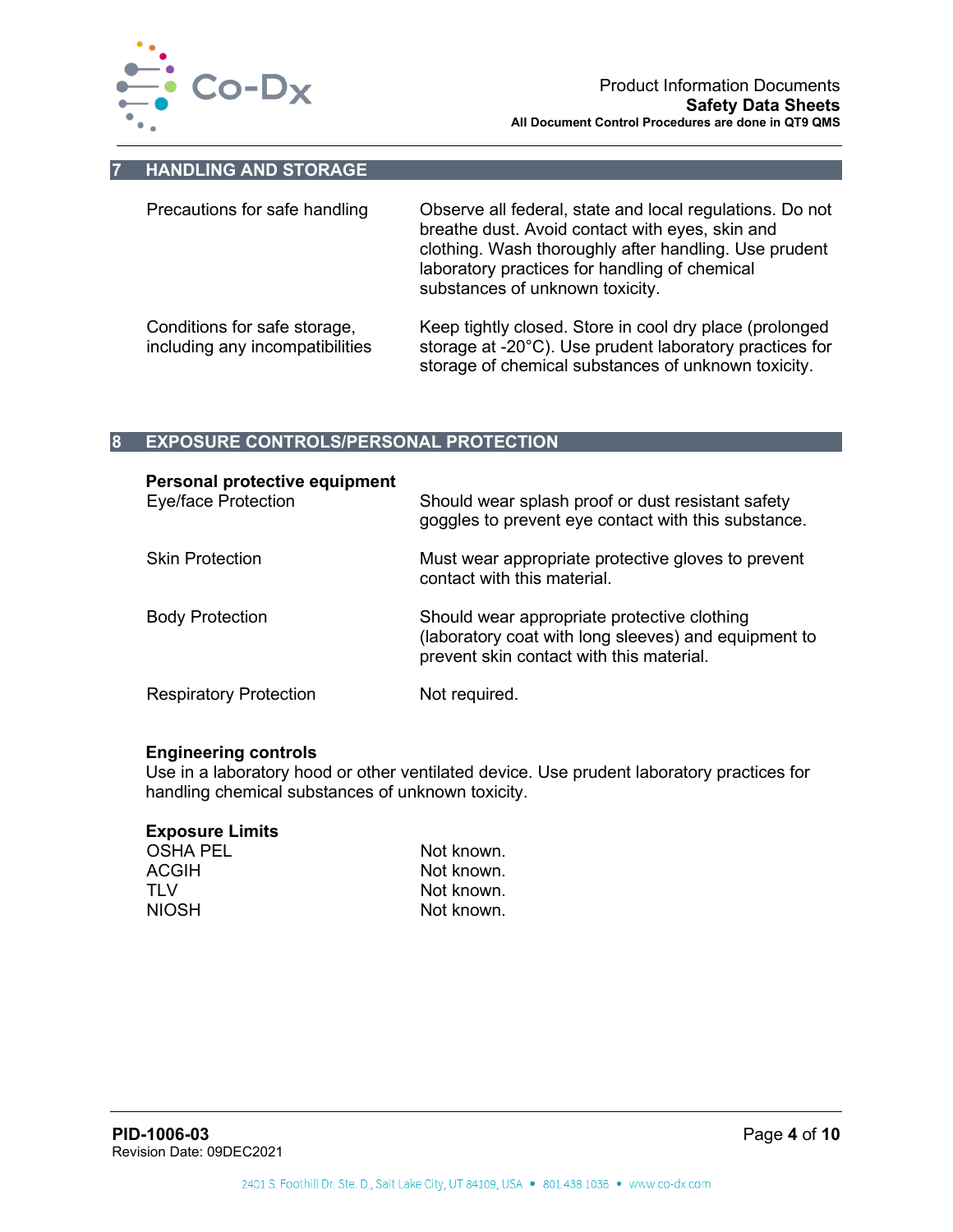## 7 HANDLING AND STORAGE

| | |
|---|---|
| Precautions for safe handling | Observe all federal, state and local regulations. Do not breathe dust. Avoid contact with eyes, skin and clothing. Wash thoroughly after handling. Use prudent laboratory practices for handling of chemical substances of unknown toxicity. |
| Conditions for safe storage, including any incompatibilities | Keep tightly closed. Store in cool dry place (prolonged storage at -20°C). Use prudent laboratory practices for storage of chemical substances of unknown toxicity. |

## 8 EXPOSURE CONTROLS/PERSONAL PROTECTION

**Personal protective equipment**

| | |
|---|---|
| Eye/face Protection | Should wear splash proof or dust resistant safety goggles to prevent eye contact with this substance. |
| Skin Protection | Must wear appropriate protective gloves to prevent contact with this material. |
| Body Protection | Should wear appropriate protective clothing (laboratory coat with long sleeves) and equipment to prevent skin contact with this material. |
| Respiratory Protection | Not required. |

**Engineering controls**

Use in a laboratory hood or other ventilated device. Use prudent laboratory practices for handling chemical substances of unknown toxicity.

**Exposure Limits**

| | |
|---|---|
| OSHA PEL | Not known. |
| ACGIH | Not known. |
| TLV | Not known. |
| NIOSH | Not known. |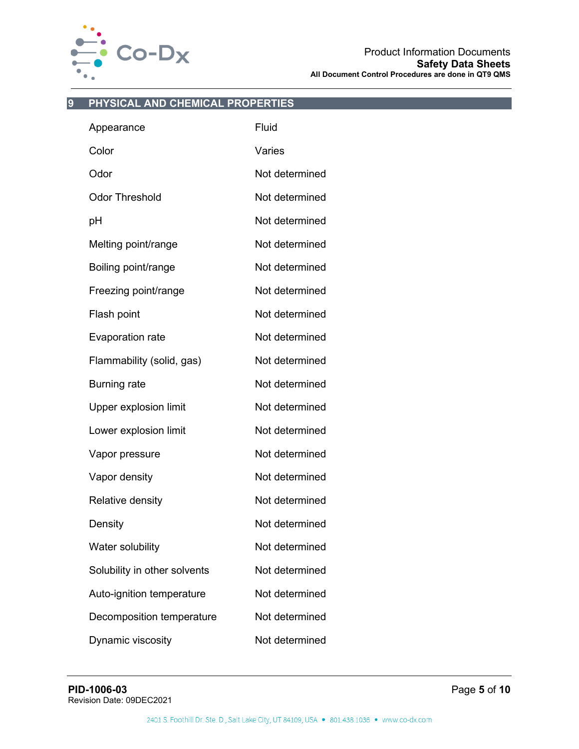## 9 PHYSICAL AND CHEMICAL PROPERTIES

| Property | Value |
|---|---|
| Appearance | Fluid |
| Color | Varies |
| Odor | Not determined |
| Odor Threshold | Not determined |
| pH | Not determined |
| Melting point/range | Not determined |
| Boiling point/range | Not determined |
| Freezing point/range | Not determined |
| Flash point | Not determined |
| Evaporation rate | Not determined |
| Flammability (solid, gas) | Not determined |
| Burning rate | Not determined |
| Upper explosion limit | Not determined |
| Lower explosion limit | Not determined |
| Vapor pressure | Not determined |
| Vapor density | Not determined |
| Relative density | Not determined |
| Density | Not determined |
| Water solubility | Not determined |
| Solubility in other solvents | Not determined |
| Auto-ignition temperature | Not determined |
| Decomposition temperature | Not determined |
| Dynamic viscosity | Not determined |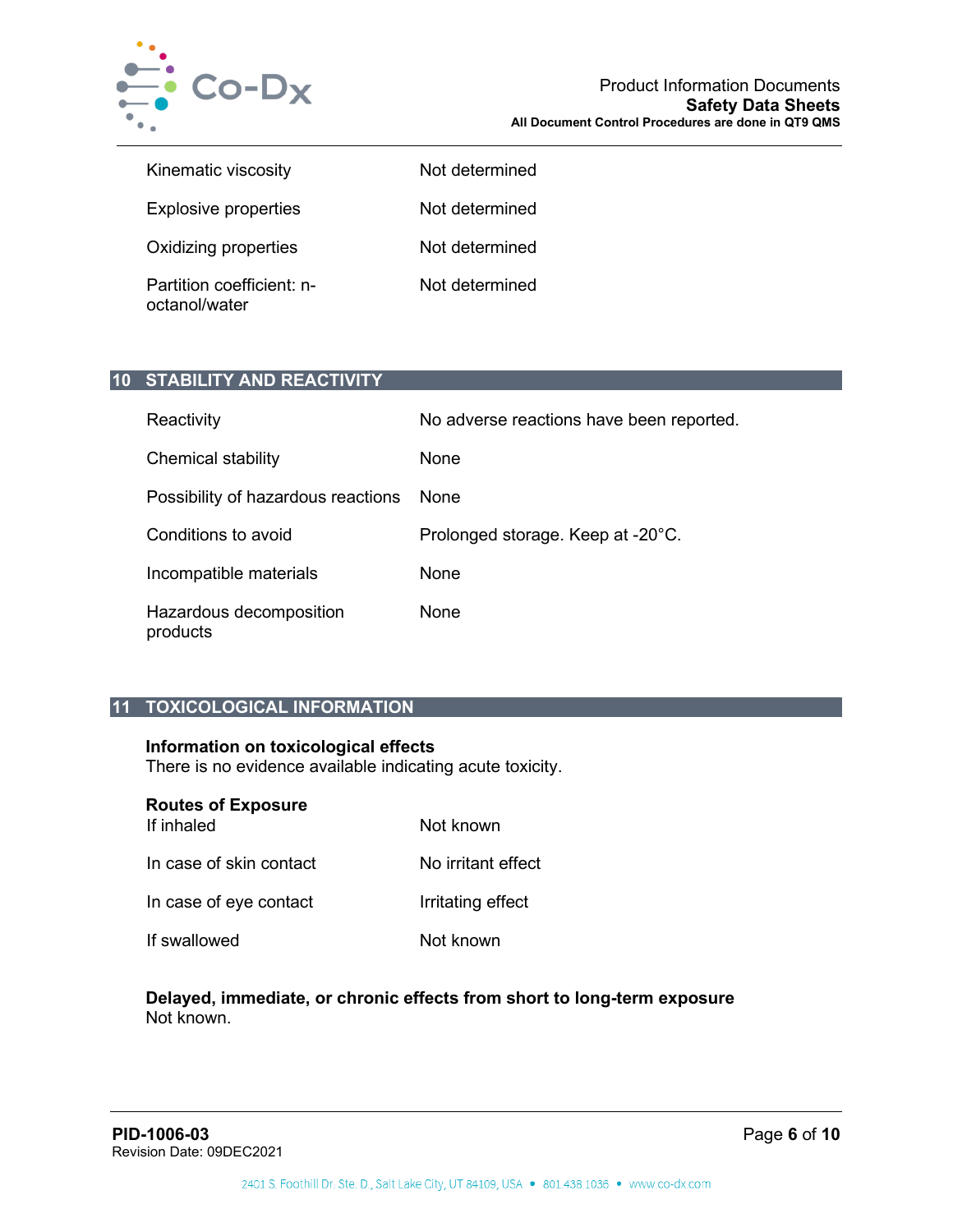| | |
|---|---|
| Kinematic viscosity | Not determined |
| Explosive properties | Not determined |
| Oxidizing properties | Not determined |
| Partition coefficient: n-octanol/water | Not determined |

## 10 STABILITY AND REACTIVITY

| | |
|---|---|
| Reactivity | No adverse reactions have been reported. |
| Chemical stability | None |
| Possibility of hazardous reactions | None |
| Conditions to avoid | Prolonged storage. Keep at -20°C. |
| Incompatible materials | None |
| Hazardous decomposition products | None |

## 11 TOXICOLOGICAL INFORMATION

**Information on toxicological effects**
There is no evidence available indicating acute toxicity.

**Routes of Exposure**

| | |
|---|---|
| If inhaled | Not known |
| In case of skin contact | No irritant effect |
| In case of eye contact | Irritating effect |
| If swallowed | Not known |

**Delayed, immediate, or chronic effects from short to long-term exposure**
Not known.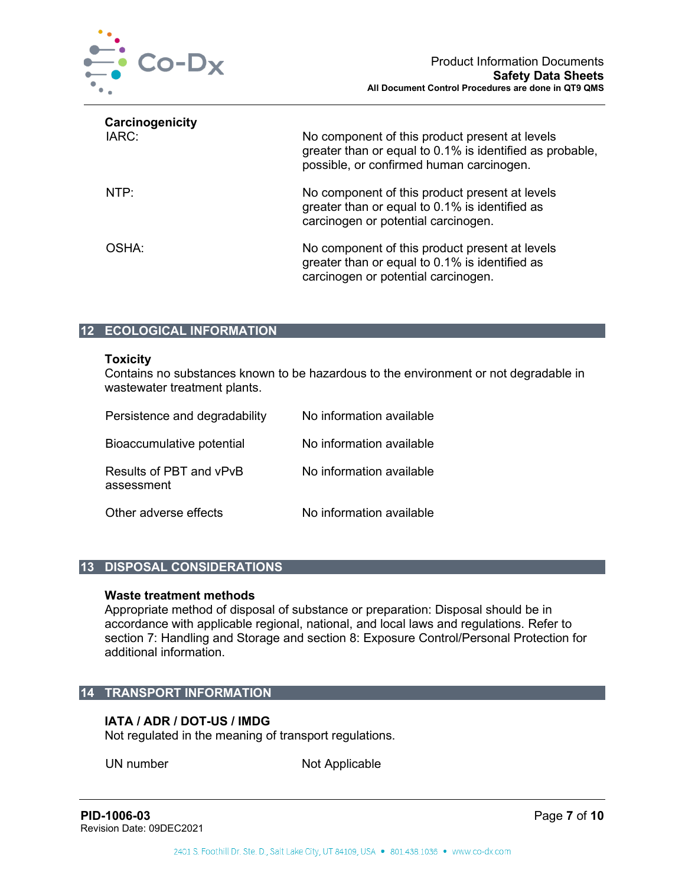**Carcinogenicity**

| | |
|---|---|
| IARC: | No component of this product present at levels greater than or equal to 0.1% is identified as probable, possible, or confirmed human carcinogen. |
| NTP: | No component of this product present at levels greater than or equal to 0.1% is identified as carcinogen or potential carcinogen. |
| OSHA: | No component of this product present at levels greater than or equal to 0.1% is identified as carcinogen or potential carcinogen. |

## 12 ECOLOGICAL INFORMATION

**Toxicity**

Contains no substances known to be hazardous to the environment or not degradable in wastewater treatment plants.

| | |
|---|---|
| Persistence and degradability | No information available |
| Bioaccumulative potential | No information available |
| Results of PBT and vPvB assessment | No information available |
| Other adverse effects | No information available |

## 13 DISPOSAL CONSIDERATIONS

**Waste treatment methods**

Appropriate method of disposal of substance or preparation: Disposal should be in accordance with applicable regional, national, and local laws and regulations. Refer to section 7: Handling and Storage and section 8: Exposure Control/Personal Protection for additional information.

## 14 TRANSPORT INFORMATION

**IATA / ADR / DOT-US / IMDG**

Not regulated in the meaning of transport regulations.

| | |
|---|---|
| UN number | Not Applicable |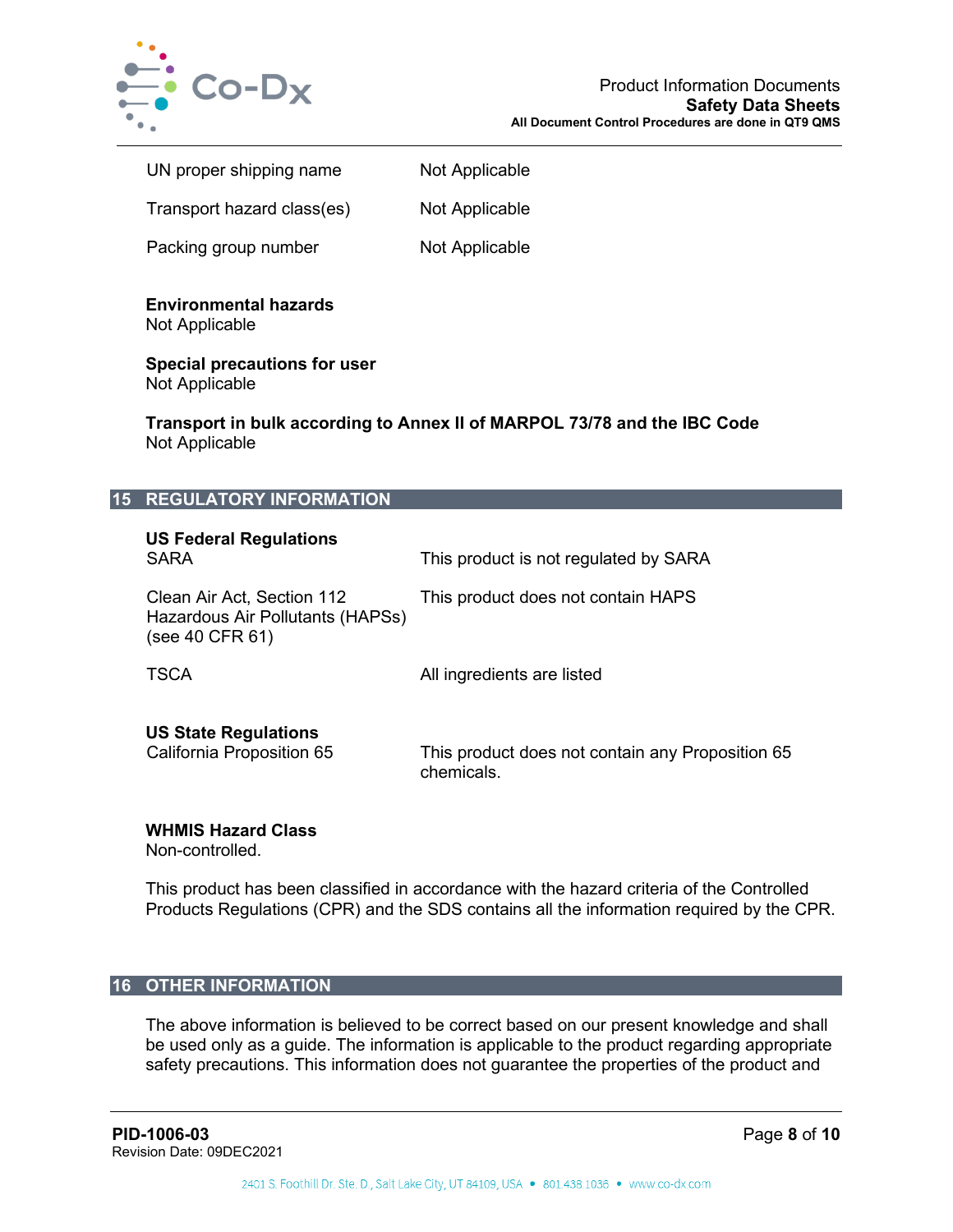| | |
|---|---|
| UN proper shipping name | Not Applicable |
| Transport hazard class(es) | Not Applicable |
| Packing group number | Not Applicable |

**Environmental hazards**
Not Applicable

**Special precautions for user**
Not Applicable

**Transport in bulk according to Annex II of MARPOL 73/78 and the IBC Code**
Not Applicable

## 15 REGULATORY INFORMATION

**US Federal Regulations**

| | |
|---|---|
| SARA | This product is not regulated by SARA |
| Clean Air Act, Section 112 Hazardous Air Pollutants (HAPSs) (see 40 CFR 61) | This product does not contain HAPS |
| TSCA | All ingredients are listed |

**US State Regulations**

| | |
|---|---|
| California Proposition 65 | This product does not contain any Proposition 65 chemicals. |

**WHMIS Hazard Class**
Non-controlled.

This product has been classified in accordance with the hazard criteria of the Controlled Products Regulations (CPR) and the SDS contains all the information required by the CPR.

## 16 OTHER INFORMATION

The above information is believed to be correct based on our present knowledge and shall be used only as a guide. The information is applicable to the product regarding appropriate safety precautions. This information does not guarantee the properties of the product and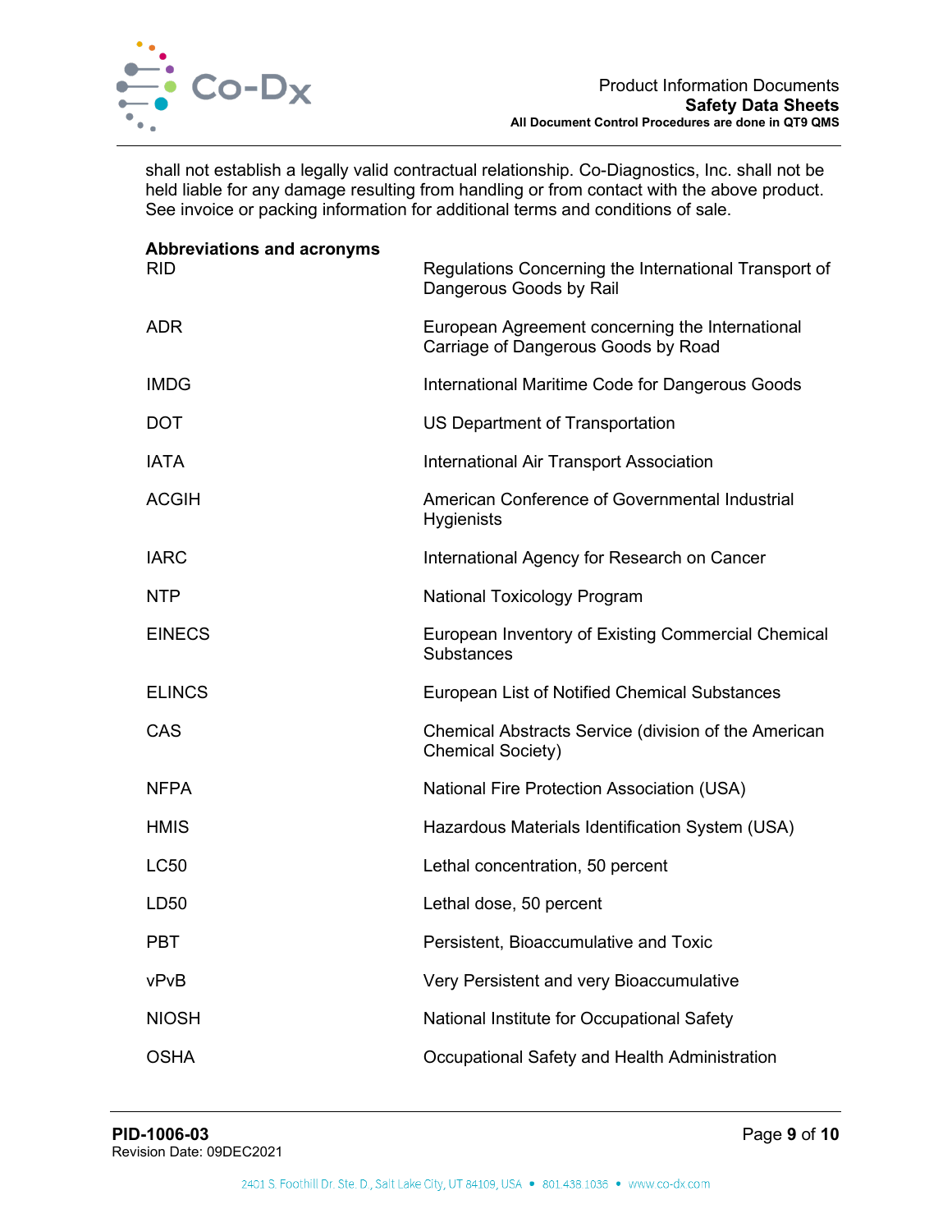shall not establish a legally valid contractual relationship. Co-Diagnostics, Inc. shall not be held liable for any damage resulting from handling or from contact with the above product. See invoice or packing information for additional terms and conditions of sale.

**Abbreviations and acronyms**

| | |
|---|---|
| RID | Regulations Concerning the International Transport of Dangerous Goods by Rail |
| ADR | European Agreement concerning the International Carriage of Dangerous Goods by Road |
| IMDG | International Maritime Code for Dangerous Goods |
| DOT | US Department of Transportation |
| IATA | International Air Transport Association |
| ACGIH | American Conference of Governmental Industrial Hygienists |
| IARC | International Agency for Research on Cancer |
| NTP | National Toxicology Program |
| EINECS | European Inventory of Existing Commercial Chemical Substances |
| ELINCS | European List of Notified Chemical Substances |
| CAS | Chemical Abstracts Service (division of the American Chemical Society) |
| NFPA | National Fire Protection Association (USA) |
| HMIS | Hazardous Materials Identification System (USA) |
| LC50 | Lethal concentration, 50 percent |
| LD50 | Lethal dose, 50 percent |
| PBT | Persistent, Bioaccumulative and Toxic |
| vPvB | Very Persistent and very Bioaccumulative |
| NIOSH | National Institute for Occupational Safety |
| OSHA | Occupational Safety and Health Administration |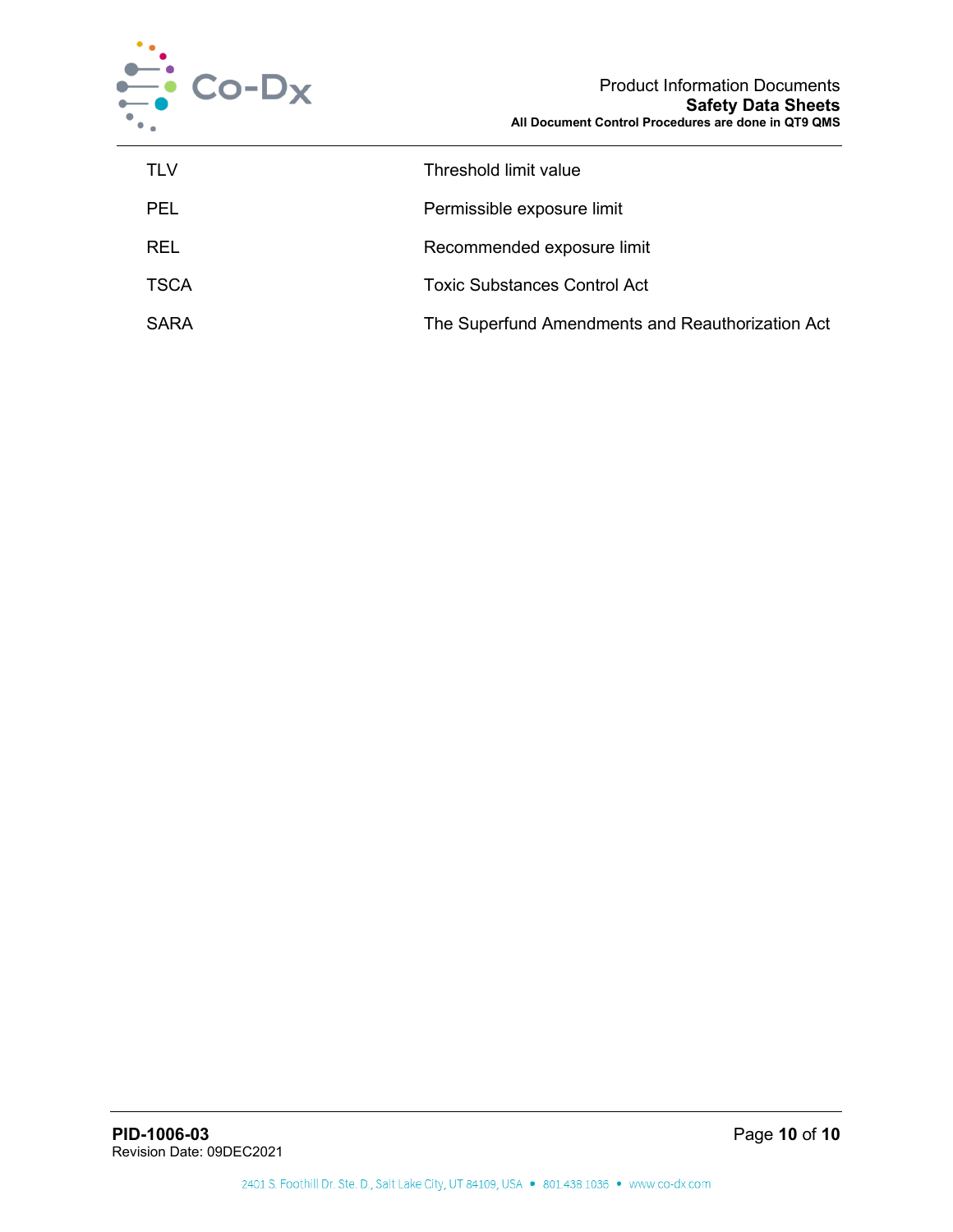| | |
|---|---|
| TLV | Threshold limit value |
| PEL | Permissible exposure limit |
| REL | Recommended exposure limit |
| TSCA | Toxic Substances Control Act |
| SARA | The Superfund Amendments and Reauthorization Act |